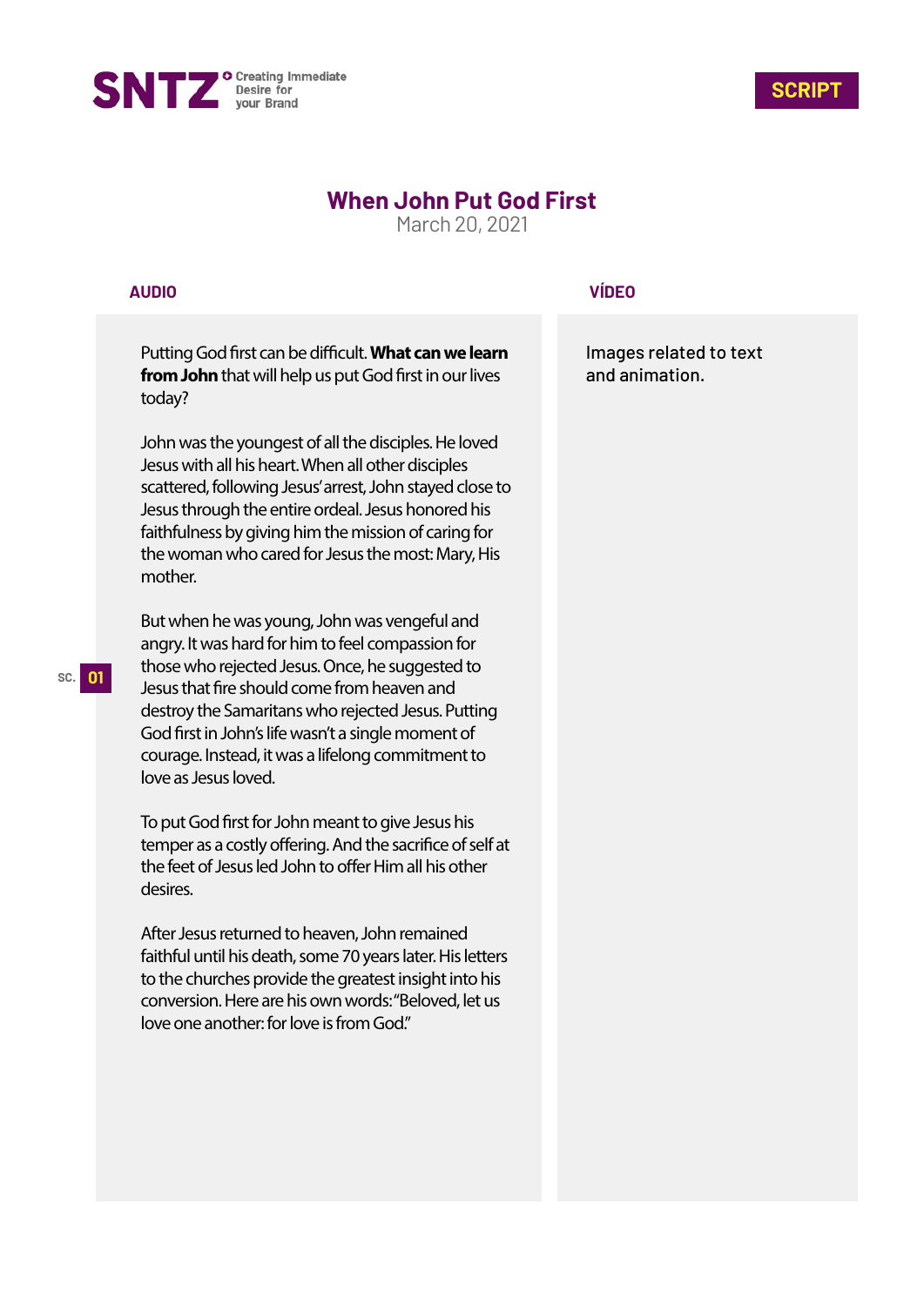SNTZ Creating Immediate Desire for your Brand

**SCRIPT**

# When John Put God First

March 20, 2021

| AUDIO | VÍDEO |
| --- | --- |
| Putting God first can be difficult. **What can we learn from John** that will help us put God first in our lives today?<br><br>John was the youngest of all the disciples. He loved Jesus with all his heart. When all other disciples scattered, following Jesus' arrest, John stayed close to Jesus through the entire ordeal. Jesus honored his faithfulness by giving him the mission of caring for the woman who cared for Jesus the most: Mary, His mother.<br><br>But when he was young, John was vengeful and angry. It was hard for him to feel compassion for those who rejected Jesus. Once, he suggested to Jesus that fire should come from heaven and destroy the Samaritans who rejected Jesus. Putting God first in John's life wasn't a single moment of courage. Instead, it was a lifelong commitment to love as Jesus loved.<br><br>To put God first for John meant to give Jesus his temper as a costly offering. And the sacrifice of self at the feet of Jesus led John to offer Him all his other desires.<br><br>After Jesus returned to heaven, John remained faithful until his death, some 70 years later. His letters to the churches provide the greatest insight into his conversion. Here are his own words: "Beloved, let us love one another: for love is from God." | Images related to text and animation. |

SC. 01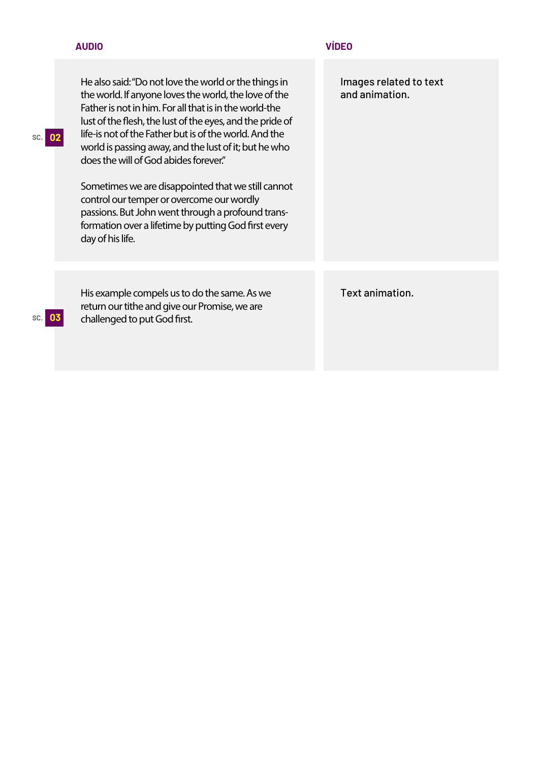| | AUDIO | VÍDEO |
|---|---|---|
| SC. 02 | He also said: "Do not love the world or the things in the world. If anyone loves the world, the love of the Father is not in him. For all that is in the world-the lust of the flesh, the lust of the eyes, and the pride of life-is not of the Father but is of the world. And the world is passing away, and the lust of it; but he who does the will of God abides forever."<br><br>Sometimes we are disappointed that we still cannot control our temper or overcome our wordly passions. But John went through a profound transformation over a lifetime by putting God first every day of his life. | Images related to text and animation. |
| SC. 03 | His example compels us to do the same. As we return our tithe and give our Promise, we are challenged to put God first. | Text animation. |